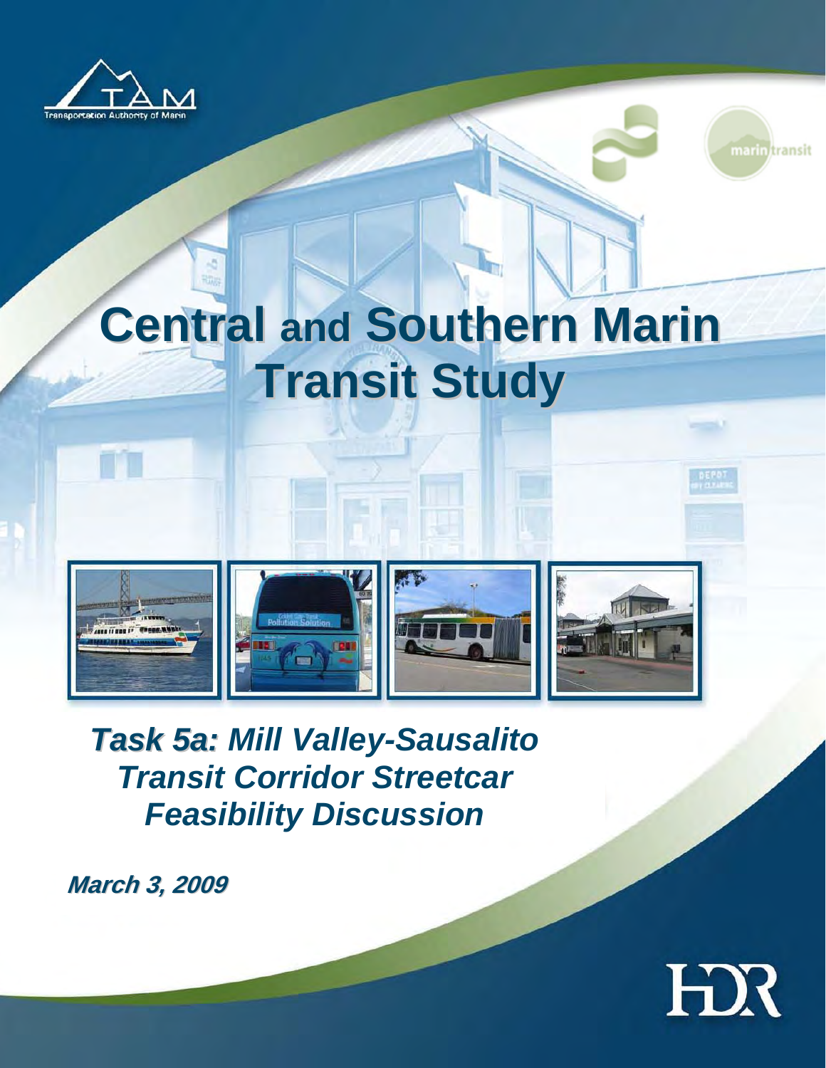# Central and Southern Marin Transit Study

## *Task 5a:* *Mill Valley-Sausalito Transit Corridor Streetcar Feasibility Discussion*

**March 3, 2009**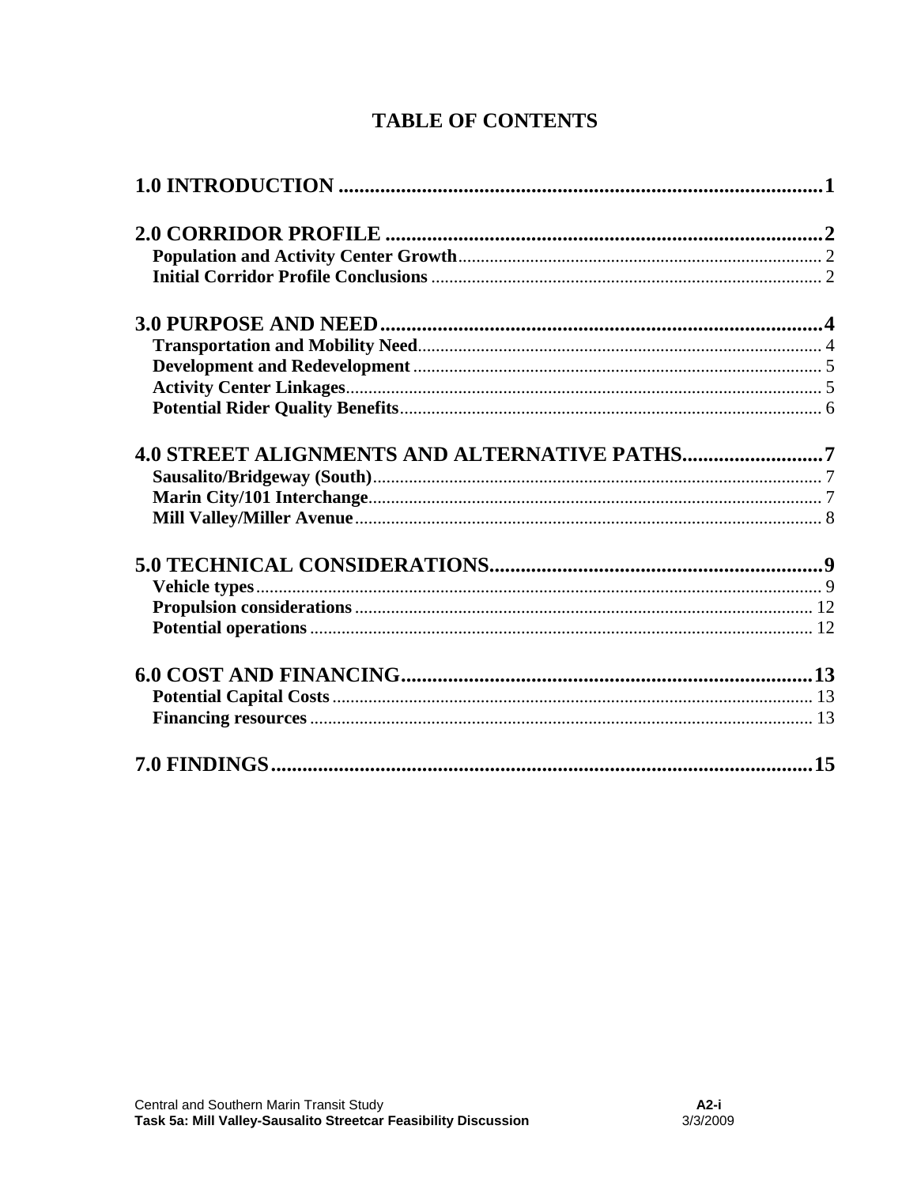# TABLE OF CONTENTS

**1.0 INTRODUCTION** .......... 1

**2.0 CORRIDOR PROFILE** .......... 2
- **Population and Activity Center Growth** .......... 2
- **Initial Corridor Profile Conclusions** .......... 2

**3.0 PURPOSE AND NEED** .......... 4
- **Transportation and Mobility Need** .......... 4
- **Development and Redevelopment** .......... 5
- **Activity Center Linkages** .......... 5
- **Potential Rider Quality Benefits** .......... 6

**4.0 STREET ALIGNMENTS AND ALTERNATIVE PATHS** .......... 7
- **Sausalito/Bridgeway (South)** .......... 7
- **Marin City/101 Interchange** .......... 7
- **Mill Valley/Miller Avenue** .......... 8

**5.0 TECHNICAL CONSIDERATIONS** .......... 9
- **Vehicle types** .......... 9
- **Propulsion considerations** .......... 12
- **Potential operations** .......... 12

**6.0 COST AND FINANCING** .......... 13
- **Potential Capital Costs** .......... 13
- **Financing resources** .......... 13

**7.0 FINDINGS** .......... 15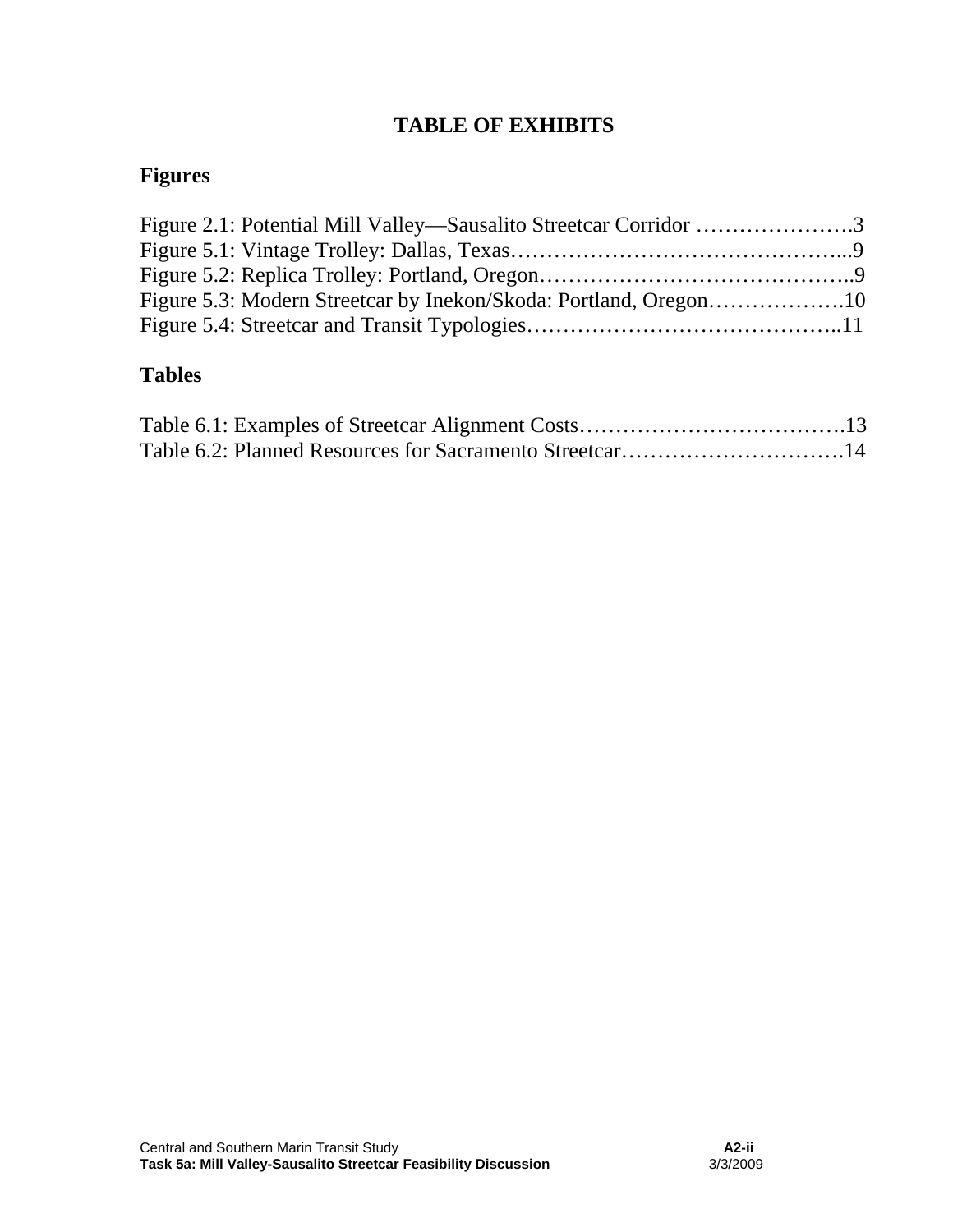# TABLE OF EXHIBITS

## Figures

Figure 2.1: Potential Mill Valley—Sausalito Streetcar Corridor ………………….3
Figure 5.1: Vintage Trolley: Dallas, Texas………………………………………...9
Figure 5.2: Replica Trolley: Portland, Oregon……………………………………..9
Figure 5.3: Modern Streetcar by Inekon/Skoda: Portland, Oregon……………….10
Figure 5.4: Streetcar and Transit Typologies……………………………………..11

## Tables

Table 6.1: Examples of Streetcar Alignment Costs……………………………….13
Table 6.2: Planned Resources for Sacramento Streetcar………………………….14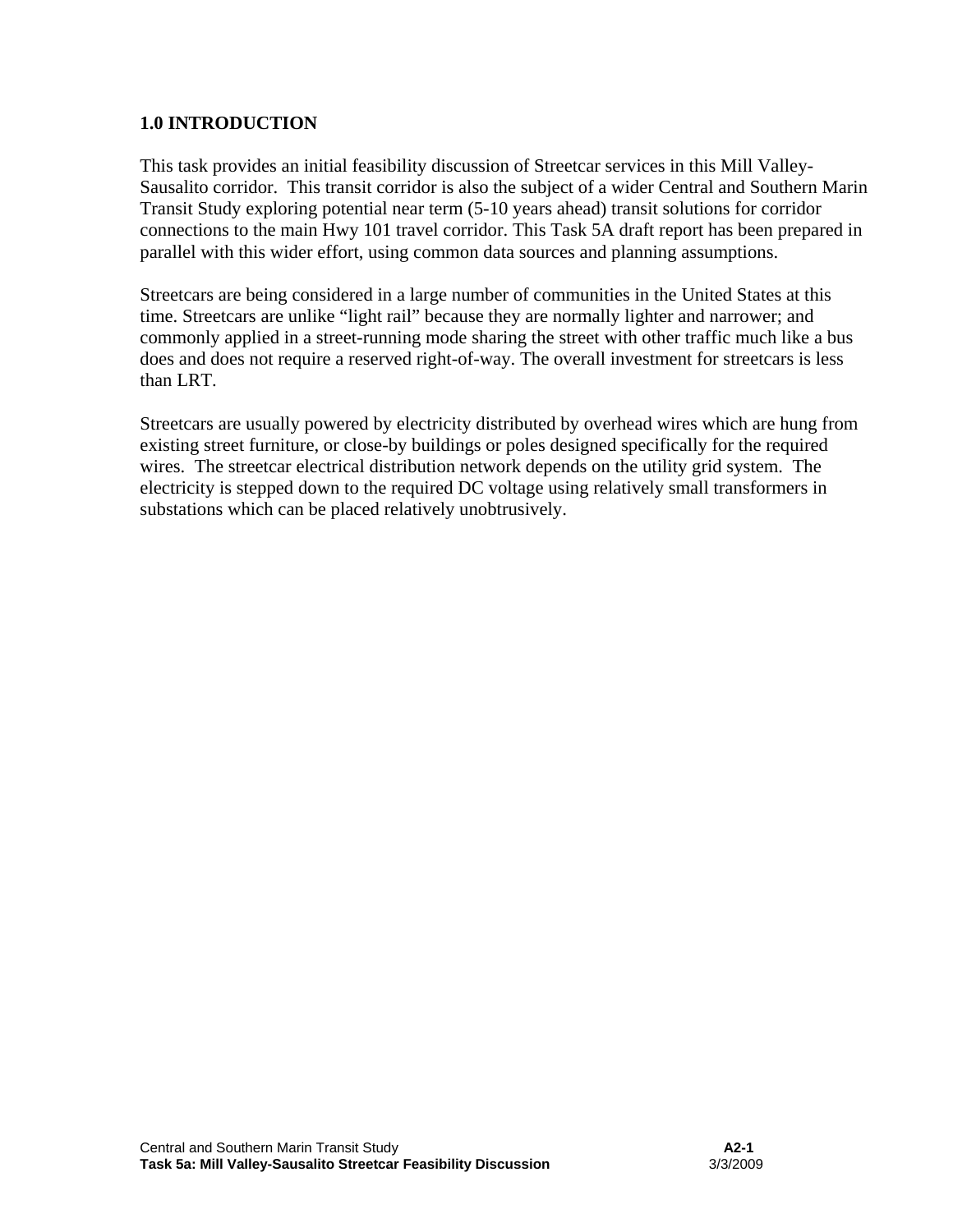## 1.0 INTRODUCTION

This task provides an initial feasibility discussion of Streetcar services in this Mill Valley-Sausalito corridor. This transit corridor is also the subject of a wider Central and Southern Marin Transit Study exploring potential near term (5-10 years ahead) transit solutions for corridor connections to the main Hwy 101 travel corridor. This Task 5A draft report has been prepared in parallel with this wider effort, using common data sources and planning assumptions.

Streetcars are being considered in a large number of communities in the United States at this time. Streetcars are unlike "light rail" because they are normally lighter and narrower; and commonly applied in a street-running mode sharing the street with other traffic much like a bus does and does not require a reserved right-of-way. The overall investment for streetcars is less than LRT.

Streetcars are usually powered by electricity distributed by overhead wires which are hung from existing street furniture, or close-by buildings or poles designed specifically for the required wires. The streetcar electrical distribution network depends on the utility grid system. The electricity is stepped down to the required DC voltage using relatively small transformers in substations which can be placed relatively unobtrusively.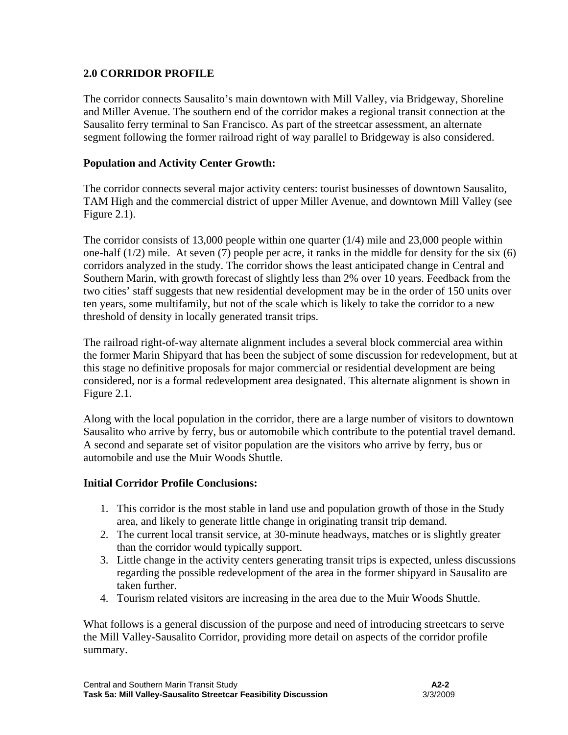## 2.0 CORRIDOR PROFILE

The corridor connects Sausalito's main downtown with Mill Valley, via Bridgeway, Shoreline and Miller Avenue. The southern end of the corridor makes a regional transit connection at the Sausalito ferry terminal to San Francisco. As part of the streetcar assessment, an alternate segment following the former railroad right of way parallel to Bridgeway is also considered.

### Population and Activity Center Growth:

The corridor connects several major activity centers: tourist businesses of downtown Sausalito, TAM High and the commercial district of upper Miller Avenue, and downtown Mill Valley (see Figure 2.1).

The corridor consists of 13,000 people within one quarter (1/4) mile and 23,000 people within one-half (1/2) mile. At seven (7) people per acre, it ranks in the middle for density for the six (6) corridors analyzed in the study. The corridor shows the least anticipated change in Central and Southern Marin, with growth forecast of slightly less than 2% over 10 years. Feedback from the two cities' staff suggests that new residential development may be in the order of 150 units over ten years, some multifamily, but not of the scale which is likely to take the corridor to a new threshold of density in locally generated transit trips.

The railroad right-of-way alternate alignment includes a several block commercial area within the former Marin Shipyard that has been the subject of some discussion for redevelopment, but at this stage no definitive proposals for major commercial or residential development are being considered, nor is a formal redevelopment area designated. This alternate alignment is shown in Figure 2.1.

Along with the local population in the corridor, there are a large number of visitors to downtown Sausalito who arrive by ferry, bus or automobile which contribute to the potential travel demand. A second and separate set of visitor population are the visitors who arrive by ferry, bus or automobile and use the Muir Woods Shuttle.

### Initial Corridor Profile Conclusions:

1. This corridor is the most stable in land use and population growth of those in the Study area, and likely to generate little change in originating transit trip demand.
2. The current local transit service, at 30-minute headways, matches or is slightly greater than the corridor would typically support.
3. Little change in the activity centers generating transit trips is expected, unless discussions regarding the possible redevelopment of the area in the former shipyard in Sausalito are taken further.
4. Tourism related visitors are increasing in the area due to the Muir Woods Shuttle.

What follows is a general discussion of the purpose and need of introducing streetcars to serve the Mill Valley-Sausalito Corridor, providing more detail on aspects of the corridor profile summary.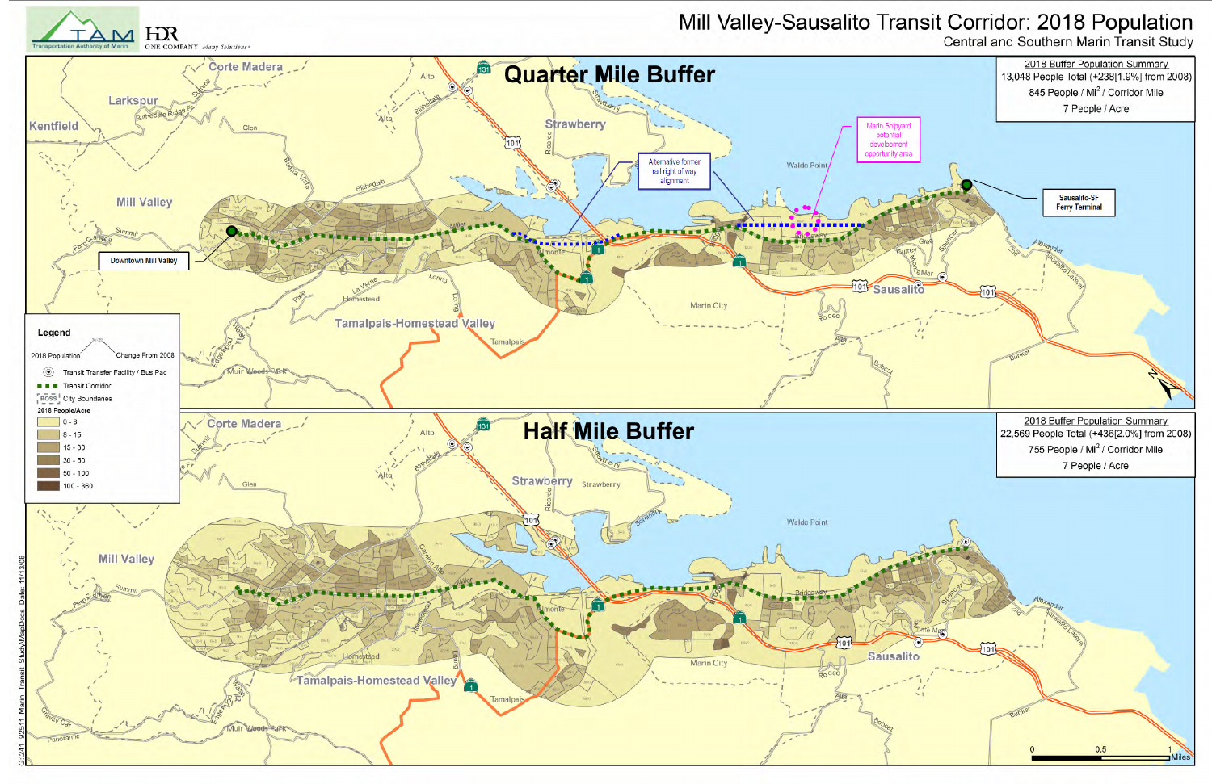# Mill Valley-Sausalito Transit Corridor: 2018 Population

Central and Southern Marin Transit Study

## Quarter Mile Buffer

**2018 Buffer Population Summary**

13,048 People Total (+238[1.9%] from 2008)

845 People / Mi$^2$ / Corridor Mile

7 People / Acre

## Half Mile Buffer

**2018 Buffer Population Summary**

22,569 People Total (+436[2.0%] from 2008)

755 People / Mi$^2$ / Corridor Mile

7 People / Acre

**Legend**

- 2018 Population / Change From 2008
- Transit Transfer Facility / Bus Pad
- Transit Corridor
- City Boundaries

**2018 People/Acre**

- 0 - 8
- 8 - 15
- 15 - 30
- 30 - 50
- 50 - 100
- 100 - 360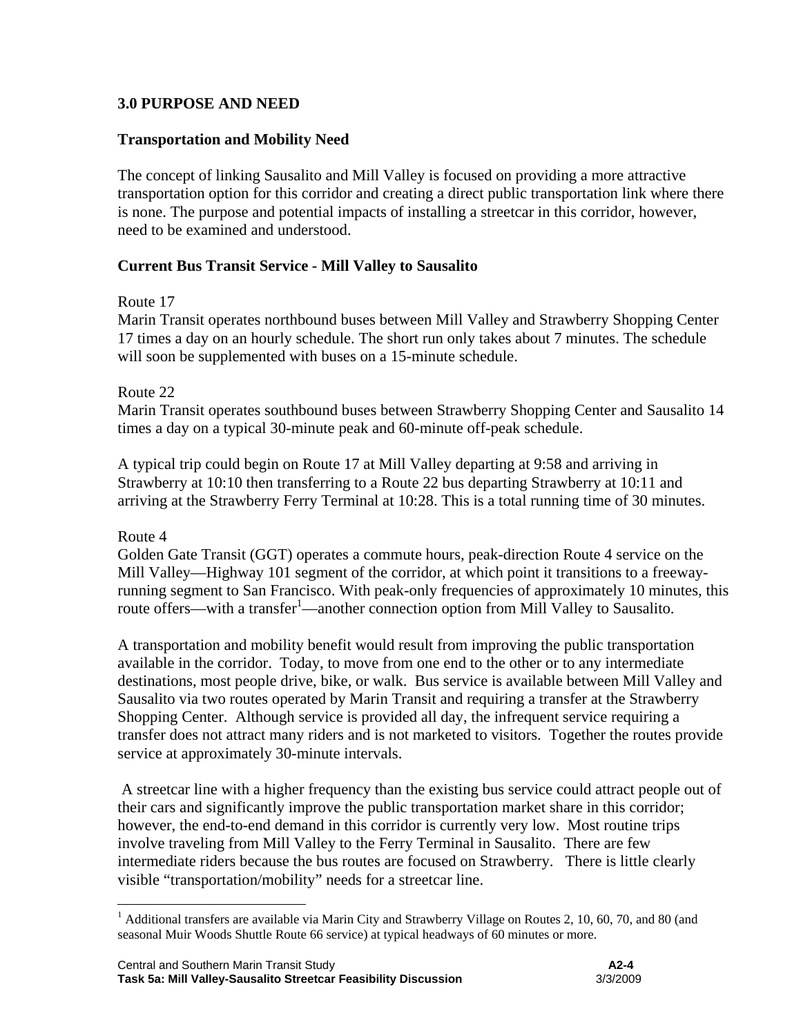## 3.0 PURPOSE AND NEED

### Transportation and Mobility Need

The concept of linking Sausalito and Mill Valley is focused on providing a more attractive transportation option for this corridor and creating a direct public transportation link where there is none. The purpose and potential impacts of installing a streetcar in this corridor, however, need to be examined and understood.

### Current Bus Transit Service - Mill Valley to Sausalito

Route 17
Marin Transit operates northbound buses between Mill Valley and Strawberry Shopping Center 17 times a day on an hourly schedule. The short run only takes about 7 minutes. The schedule will soon be supplemented with buses on a 15-minute schedule.

Route 22
Marin Transit operates southbound buses between Strawberry Shopping Center and Sausalito 14 times a day on a typical 30-minute peak and 60-minute off-peak schedule.

A typical trip could begin on Route 17 at Mill Valley departing at 9:58 and arriving in Strawberry at 10:10 then transferring to a Route 22 bus departing Strawberry at 10:11 and arriving at the Strawberry Ferry Terminal at 10:28. This is a total running time of 30 minutes.

Route 4
Golden Gate Transit (GGT) operates a commute hours, peak-direction Route 4 service on the Mill Valley—Highway 101 segment of the corridor, at which point it transitions to a freeway-running segment to San Francisco. With peak-only frequencies of approximately 10 minutes, this route offers—with a transfer[1]—another connection option from Mill Valley to Sausalito.

A transportation and mobility benefit would result from improving the public transportation available in the corridor. Today, to move from one end to the other or to any intermediate destinations, most people drive, bike, or walk. Bus service is available between Mill Valley and Sausalito via two routes operated by Marin Transit and requiring a transfer at the Strawberry Shopping Center. Although service is provided all day, the infrequent service requiring a transfer does not attract many riders and is not marketed to visitors. Together the routes provide service at approximately 30-minute intervals.

A streetcar line with a higher frequency than the existing bus service could attract people out of their cars and significantly improve the public transportation market share in this corridor; however, the end-to-end demand in this corridor is currently very low. Most routine trips involve traveling from Mill Valley to the Ferry Terminal in Sausalito. There are few intermediate riders because the bus routes are focused on Strawberry. There is little clearly visible "transportation/mobility" needs for a streetcar line.

[1] Additional transfers are available via Marin City and Strawberry Village on Routes 2, 10, 60, 70, and 80 (and seasonal Muir Woods Shuttle Route 66 service) at typical headways of 60 minutes or more.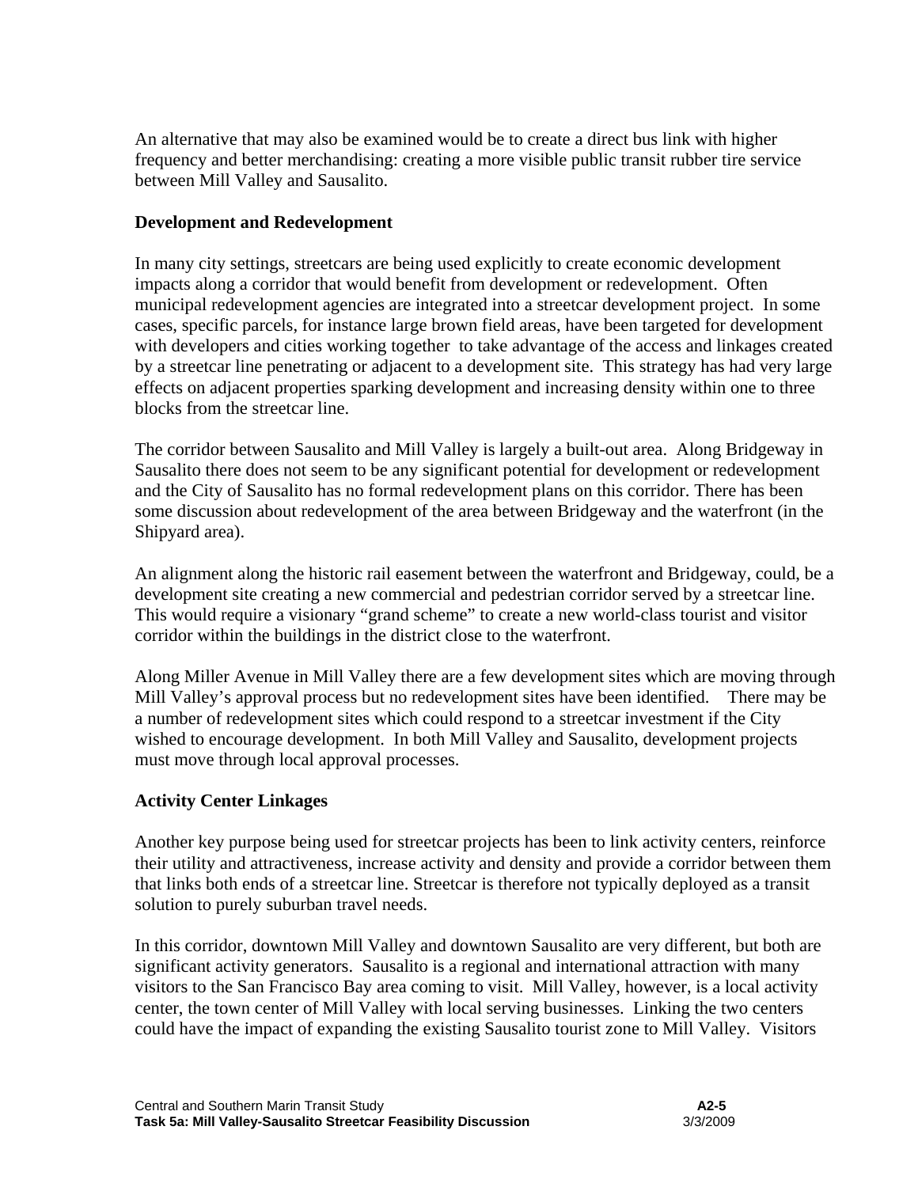An alternative that may also be examined would be to create a direct bus link with higher frequency and better merchandising: creating a more visible public transit rubber tire service between Mill Valley and Sausalito.

### Development and Redevelopment

In many city settings, streetcars are being used explicitly to create economic development impacts along a corridor that would benefit from development or redevelopment. Often municipal redevelopment agencies are integrated into a streetcar development project. In some cases, specific parcels, for instance large brown field areas, have been targeted for development with developers and cities working together to take advantage of the access and linkages created by a streetcar line penetrating or adjacent to a development site. This strategy has had very large effects on adjacent properties sparking development and increasing density within one to three blocks from the streetcar line.

The corridor between Sausalito and Mill Valley is largely a built-out area. Along Bridgeway in Sausalito there does not seem to be any significant potential for development or redevelopment and the City of Sausalito has no formal redevelopment plans on this corridor. There has been some discussion about redevelopment of the area between Bridgeway and the waterfront (in the Shipyard area).

An alignment along the historic rail easement between the waterfront and Bridgeway, could, be a development site creating a new commercial and pedestrian corridor served by a streetcar line. This would require a visionary "grand scheme" to create a new world-class tourist and visitor corridor within the buildings in the district close to the waterfront.

Along Miller Avenue in Mill Valley there are a few development sites which are moving through Mill Valley's approval process but no redevelopment sites have been identified. There may be a number of redevelopment sites which could respond to a streetcar investment if the City wished to encourage development. In both Mill Valley and Sausalito, development projects must move through local approval processes.

### Activity Center Linkages

Another key purpose being used for streetcar projects has been to link activity centers, reinforce their utility and attractiveness, increase activity and density and provide a corridor between them that links both ends of a streetcar line. Streetcar is therefore not typically deployed as a transit solution to purely suburban travel needs.

In this corridor, downtown Mill Valley and downtown Sausalito are very different, but both are significant activity generators. Sausalito is a regional and international attraction with many visitors to the San Francisco Bay area coming to visit. Mill Valley, however, is a local activity center, the town center of Mill Valley with local serving businesses. Linking the two centers could have the impact of expanding the existing Sausalito tourist zone to Mill Valley. Visitors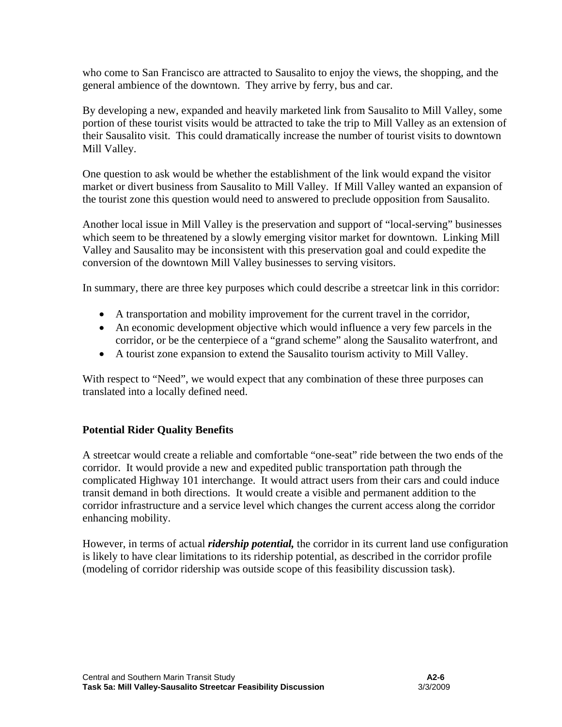who come to San Francisco are attracted to Sausalito to enjoy the views, the shopping, and the general ambience of the downtown. They arrive by ferry, bus and car.

By developing a new, expanded and heavily marketed link from Sausalito to Mill Valley, some portion of these tourist visits would be attracted to take the trip to Mill Valley as an extension of their Sausalito visit. This could dramatically increase the number of tourist visits to downtown Mill Valley.

One question to ask would be whether the establishment of the link would expand the visitor market or divert business from Sausalito to Mill Valley. If Mill Valley wanted an expansion of the tourist zone this question would need to answered to preclude opposition from Sausalito.

Another local issue in Mill Valley is the preservation and support of "local-serving" businesses which seem to be threatened by a slowly emerging visitor market for downtown. Linking Mill Valley and Sausalito may be inconsistent with this preservation goal and could expedite the conversion of the downtown Mill Valley businesses to serving visitors.

In summary, there are three key purposes which could describe a streetcar link in this corridor:

- A transportation and mobility improvement for the current travel in the corridor,
- An economic development objective which would influence a very few parcels in the corridor, or be the centerpiece of a "grand scheme" along the Sausalito waterfront, and
- A tourist zone expansion to extend the Sausalito tourism activity to Mill Valley.

With respect to "Need", we would expect that any combination of these three purposes can translated into a locally defined need.

### Potential Rider Quality Benefits

A streetcar would create a reliable and comfortable "one-seat" ride between the two ends of the corridor. It would provide a new and expedited public transportation path through the complicated Highway 101 interchange. It would attract users from their cars and could induce transit demand in both directions. It would create a visible and permanent addition to the corridor infrastructure and a service level which changes the current access along the corridor enhancing mobility.

However, in terms of actual ***ridership potential,*** the corridor in its current land use configuration is likely to have clear limitations to its ridership potential, as described in the corridor profile (modeling of corridor ridership was outside scope of this feasibility discussion task).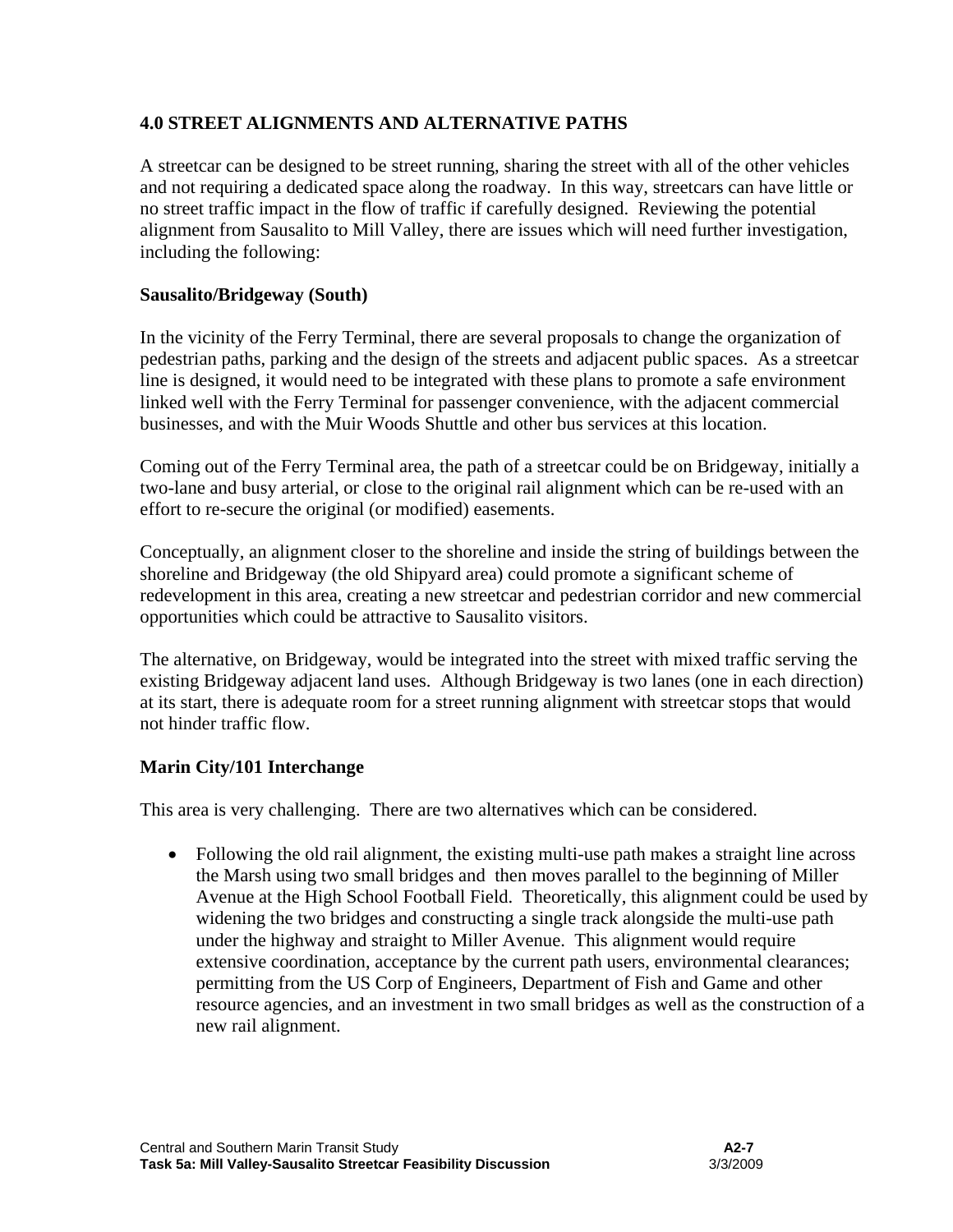## 4.0 STREET ALIGNMENTS AND ALTERNATIVE PATHS

A streetcar can be designed to be street running, sharing the street with all of the other vehicles and not requiring a dedicated space along the roadway. In this way, streetcars can have little or no street traffic impact in the flow of traffic if carefully designed. Reviewing the potential alignment from Sausalito to Mill Valley, there are issues which will need further investigation, including the following:

### Sausalito/Bridgeway (South)

In the vicinity of the Ferry Terminal, there are several proposals to change the organization of pedestrian paths, parking and the design of the streets and adjacent public spaces. As a streetcar line is designed, it would need to be integrated with these plans to promote a safe environment linked well with the Ferry Terminal for passenger convenience, with the adjacent commercial businesses, and with the Muir Woods Shuttle and other bus services at this location.

Coming out of the Ferry Terminal area, the path of a streetcar could be on Bridgeway, initially a two-lane and busy arterial, or close to the original rail alignment which can be re-used with an effort to re-secure the original (or modified) easements.

Conceptually, an alignment closer to the shoreline and inside the string of buildings between the shoreline and Bridgeway (the old Shipyard area) could promote a significant scheme of redevelopment in this area, creating a new streetcar and pedestrian corridor and new commercial opportunities which could be attractive to Sausalito visitors.

The alternative, on Bridgeway, would be integrated into the street with mixed traffic serving the existing Bridgeway adjacent land uses. Although Bridgeway is two lanes (one in each direction) at its start, there is adequate room for a street running alignment with streetcar stops that would not hinder traffic flow.

### Marin City/101 Interchange

This area is very challenging. There are two alternatives which can be considered.

- Following the old rail alignment, the existing multi-use path makes a straight line across the Marsh using two small bridges and then moves parallel to the beginning of Miller Avenue at the High School Football Field. Theoretically, this alignment could be used by widening the two bridges and constructing a single track alongside the multi-use path under the highway and straight to Miller Avenue. This alignment would require extensive coordination, acceptance by the current path users, environmental clearances; permitting from the US Corp of Engineers, Department of Fish and Game and other resource agencies, and an investment in two small bridges as well as the construction of a new rail alignment.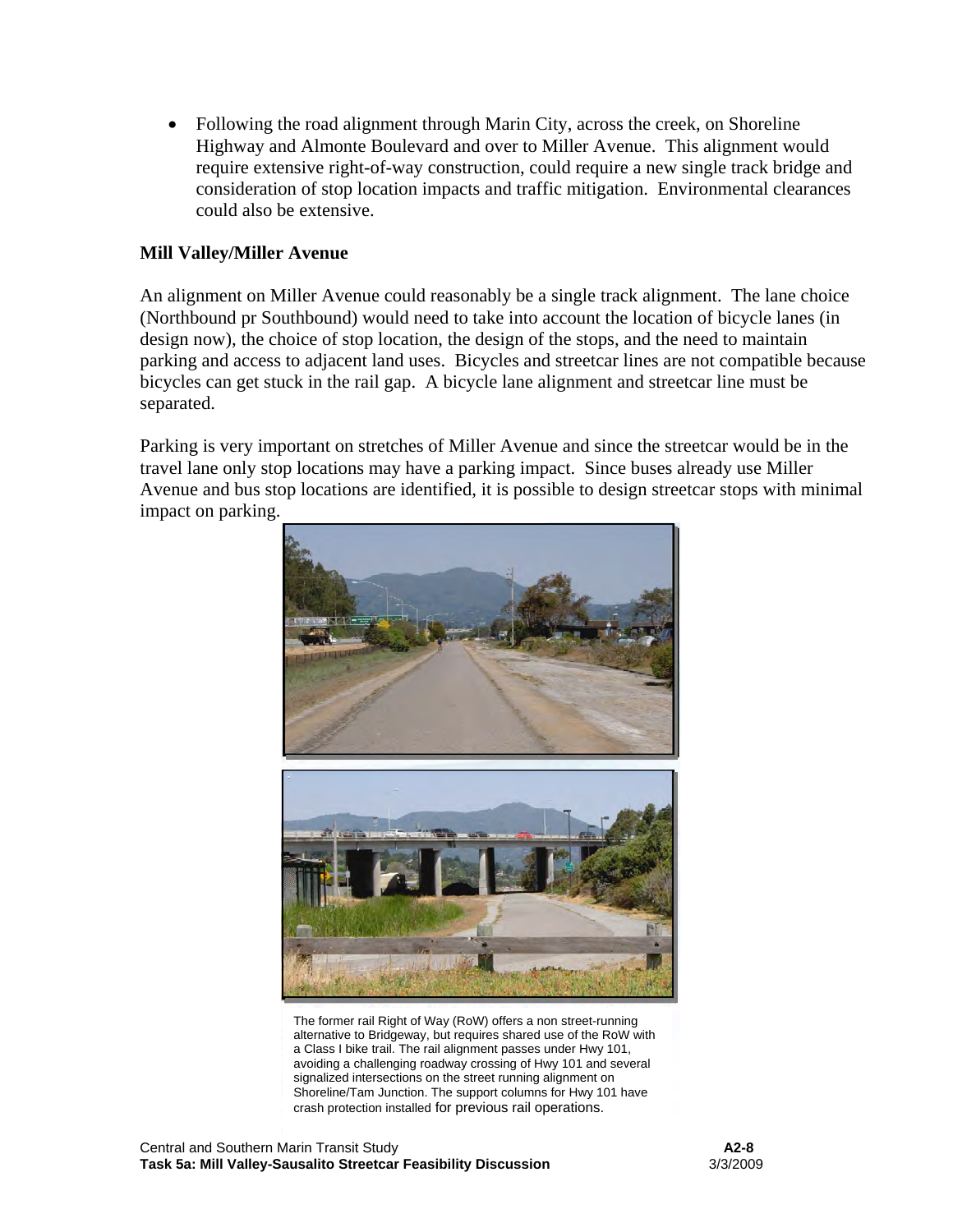- Following the road alignment through Marin City, across the creek, on Shoreline Highway and Almonte Boulevard and over to Miller Avenue. This alignment would require extensive right-of-way construction, could require a new single track bridge and consideration of stop location impacts and traffic mitigation. Environmental clearances could also be extensive.

### Mill Valley/Miller Avenue

An alignment on Miller Avenue could reasonably be a single track alignment. The lane choice (Northbound pr Southbound) would need to take into account the location of bicycle lanes (in design now), the choice of stop location, the design of the stops, and the need to maintain parking and access to adjacent land uses. Bicycles and streetcar lines are not compatible because bicycles can get stuck in the rail gap. A bicycle lane alignment and streetcar line must be separated.

Parking is very important on stretches of Miller Avenue and since the streetcar would be in the travel lane only stop locations may have a parking impact. Since buses already use Miller Avenue and bus stop locations are identified, it is possible to design streetcar stops with minimal impact on parking.

The former rail Right of Way (RoW) offers a non street-running alternative to Bridgeway, but requires shared use of the RoW with a Class I bike trail. The rail alignment passes under Hwy 101, avoiding a challenging roadway crossing of Hwy 101 and several signalized intersections on the street running alignment on Shoreline/Tam Junction. The support columns for Hwy 101 have crash protection installed for previous rail operations.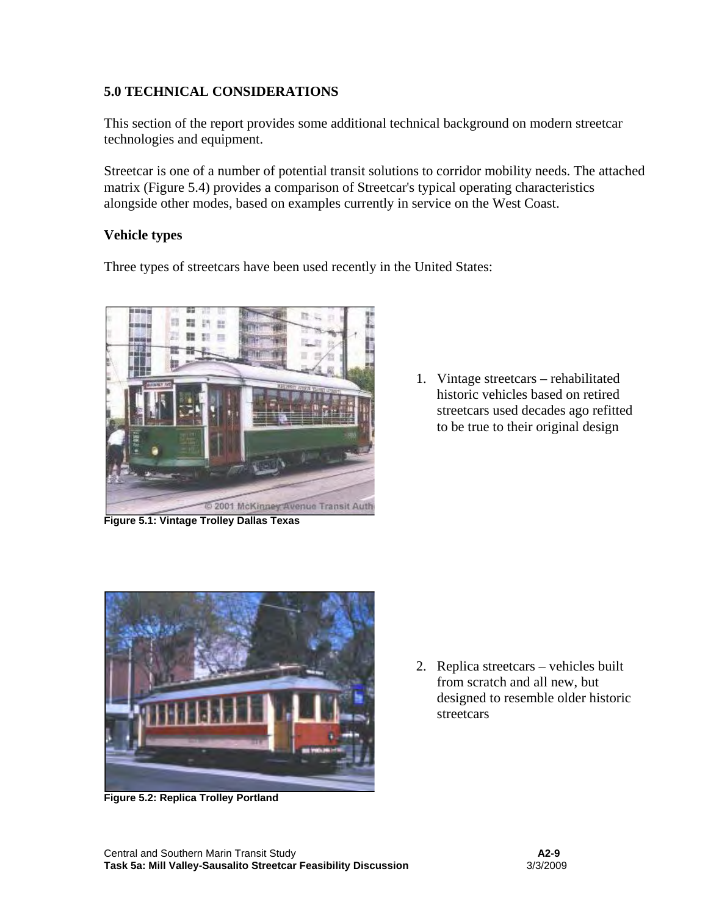## 5.0 TECHNICAL CONSIDERATIONS

This section of the report provides some additional technical background on modern streetcar technologies and equipment.

Streetcar is one of a number of potential transit solutions to corridor mobility needs. The attached matrix (Figure 5.4) provides a comparison of Streetcar's typical operating characteristics alongside other modes, based on examples currently in service on the West Coast.

### Vehicle types

Three types of streetcars have been used recently in the United States:

Figure 5.1: Vintage Trolley Dallas Texas

1. Vintage streetcars – rehabilitated historic vehicles based on retired streetcars used decades ago refitted to be true to their original design

Figure 5.2: Replica Trolley Portland

2. Replica streetcars – vehicles built from scratch and all new, but designed to resemble older historic streetcars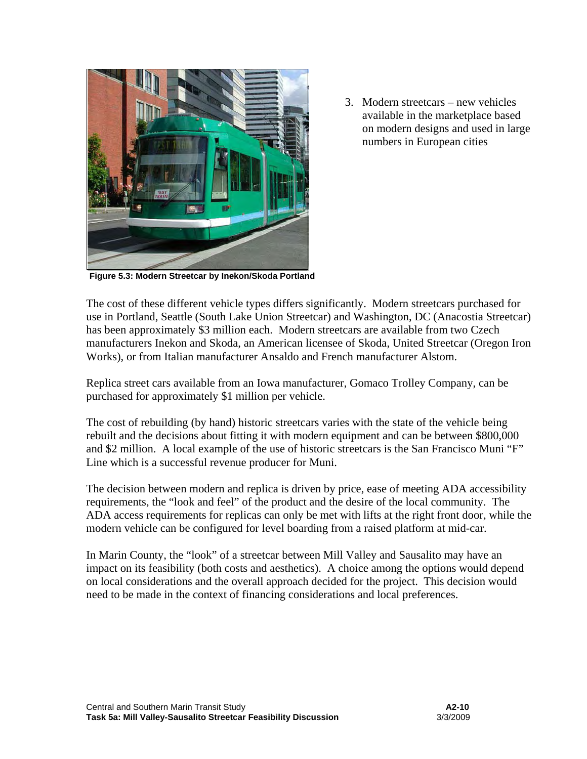Figure 5.3: Modern Streetcar by Inekon/Skoda Portland

3. Modern streetcars – new vehicles available in the marketplace based on modern designs and used in large numbers in European cities

The cost of these different vehicle types differs significantly. Modern streetcars purchased for use in Portland, Seattle (South Lake Union Streetcar) and Washington, DC (Anacostia Streetcar) has been approximately $3 million each. Modern streetcars are available from two Czech manufacturers Inekon and Skoda, an American licensee of Skoda, United Streetcar (Oregon Iron Works), or from Italian manufacturer Ansaldo and French manufacturer Alstom.

Replica street cars available from an Iowa manufacturer, Gomaco Trolley Company, can be purchased for approximately $1 million per vehicle.

The cost of rebuilding (by hand) historic streetcars varies with the state of the vehicle being rebuilt and the decisions about fitting it with modern equipment and can be between $800,000 and $2 million. A local example of the use of historic streetcars is the San Francisco Muni "F" Line which is a successful revenue producer for Muni.

The decision between modern and replica is driven by price, ease of meeting ADA accessibility requirements, the "look and feel" of the product and the desire of the local community. The ADA access requirements for replicas can only be met with lifts at the right front door, while the modern vehicle can be configured for level boarding from a raised platform at mid-car.

In Marin County, the "look" of a streetcar between Mill Valley and Sausalito may have an impact on its feasibility (both costs and aesthetics). A choice among the options would depend on local considerations and the overall approach decided for the project. This decision would need to be made in the context of financing considerations and local preferences.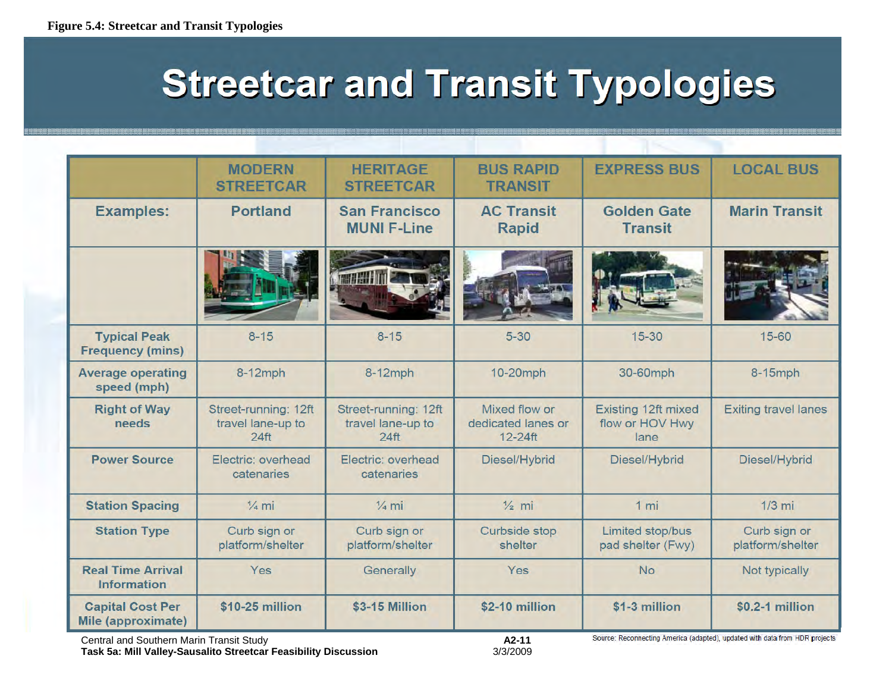**Figure 5.4: Streetcar and Transit Typologies**

# Streetcar and Transit Typologies

| | MODERN STREETCAR | HERITAGE STREETCAR | BUS RAPID TRANSIT | EXPRESS BUS | LOCAL BUS |
|---|---|---|---|---|---|
| **Examples:** | **Portland** | **San Francisco MUNI F-Line** | **AC Transit Rapid** | **Golden Gate Transit** | **Marin Transit** |
| | | | | | |
| **Typical Peak Frequency (mins)** | 8-15 | 8-15 | 5-30 | 15-30 | 15-60 |
| **Average operating speed (mph)** | 8-12mph | 8-12mph | 10-20mph | 30-60mph | 8-15mph |
| **Right of Way needs** | Street-running: 12ft travel lane-up to 24ft | Street-running: 12ft travel lane-up to 24ft | Mixed flow or dedicated lanes or 12-24ft | Existing 12ft mixed flow or HOV Hwy lane | Exiting travel lanes |
| **Power Source** | Electric: overhead catenaries | Electric: overhead catenaries | Diesel/Hybrid | Diesel/Hybrid | Diesel/Hybrid |
| **Station Spacing** | ¼ mi | ¼ mi | ½ mi | 1 mi | 1/3 mi |
| **Station Type** | Curb sign or platform/shelter | Curb sign or platform/shelter | Curbside stop shelter | Limited stop/bus pad shelter (Fwy) | Curb sign or platform/shelter |
| **Real Time Arrival Information** | Yes | Generally | Yes | No | Not typically |
| **Capital Cost Per Mile (approximate)** | **$10-25 million** | **$3-15 Million** | **$2-10 million** | **$1-3 million** | **$0.2-1 million** |

Source: Reconnecting America (adapted), updated with data from HDR projects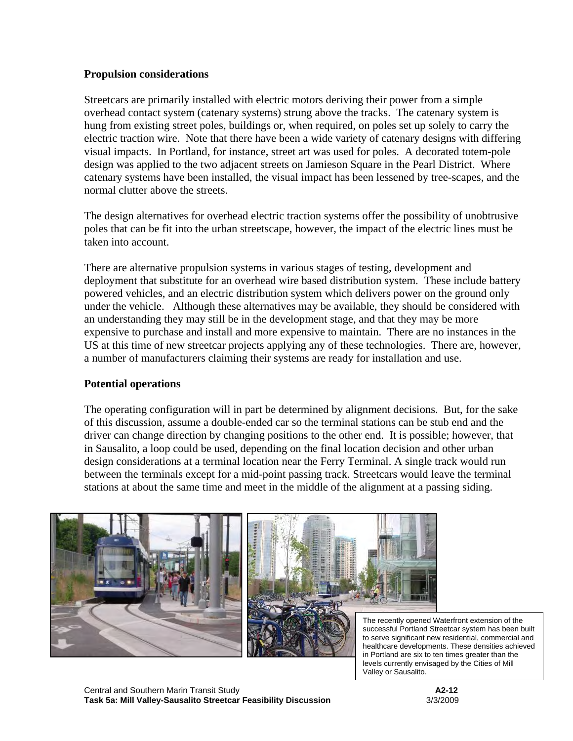## Propulsion considerations

Streetcars are primarily installed with electric motors deriving their power from a simple overhead contact system (catenary systems) strung above the tracks. The catenary system is hung from existing street poles, buildings or, when required, on poles set up solely to carry the electric traction wire. Note that there have been a wide variety of catenary designs with differing visual impacts. In Portland, for instance, street art was used for poles. A decorated totem-pole design was applied to the two adjacent streets on Jamieson Square in the Pearl District. Where catenary systems have been installed, the visual impact has been lessened by tree-scapes, and the normal clutter above the streets.

The design alternatives for overhead electric traction systems offer the possibility of unobtrusive poles that can be fit into the urban streetscape, however, the impact of the electric lines must be taken into account.

There are alternative propulsion systems in various stages of testing, development and deployment that substitute for an overhead wire based distribution system. These include battery powered vehicles, and an electric distribution system which delivers power on the ground only under the vehicle. Although these alternatives may be available, they should be considered with an understanding they may still be in the development stage, and that they may be more expensive to purchase and install and more expensive to maintain. There are no instances in the US at this time of new streetcar projects applying any of these technologies. There are, however, a number of manufacturers claiming their systems are ready for installation and use.

## Potential operations

The operating configuration will in part be determined by alignment decisions. But, for the sake of this discussion, assume a double-ended car so the terminal stations can be stub end and the driver can change direction by changing positions to the other end. It is possible; however, that in Sausalito, a loop could be used, depending on the final location decision and other urban design considerations at a terminal location near the Ferry Terminal. A single track would run between the terminals except for a mid-point passing track. Streetcars would leave the terminal stations at about the same time and meet in the middle of the alignment at a passing siding.

The recently opened Waterfront extension of the successful Portland Streetcar system has been built to serve significant new residential, commercial and healthcare developments. These densities achieved in Portland are six to ten times greater than the levels currently envisaged by the Cities of Mill Valley or Sausalito.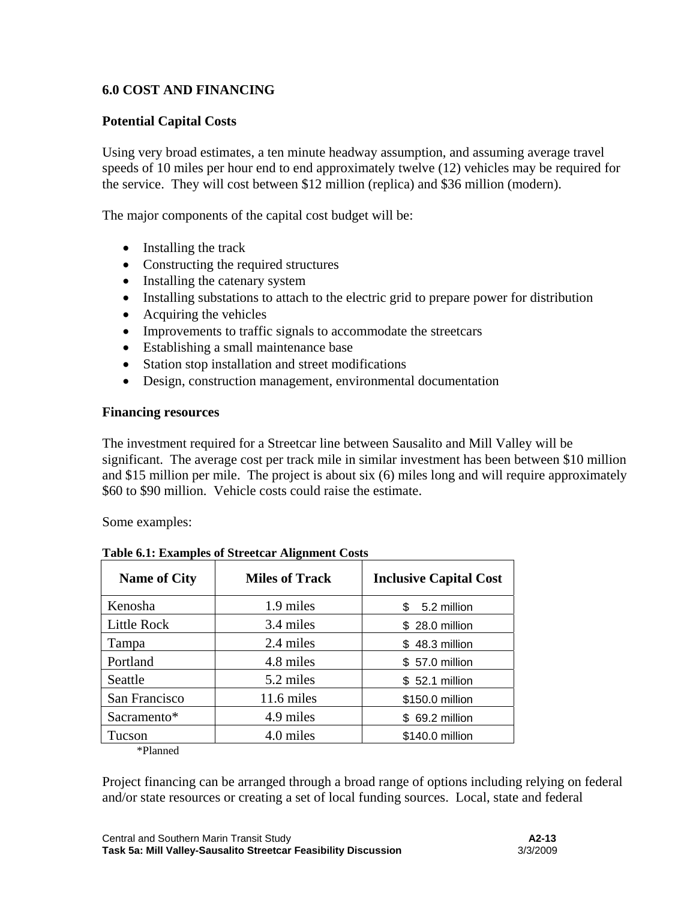## 6.0 COST AND FINANCING

### Potential Capital Costs

Using very broad estimates, a ten minute headway assumption, and assuming average travel speeds of 10 miles per hour end to end approximately twelve (12) vehicles may be required for the service. They will cost between $12 million (replica) and $36 million (modern).

The major components of the capital cost budget will be:

- Installing the track
- Constructing the required structures
- Installing the catenary system
- Installing substations to attach to the electric grid to prepare power for distribution
- Acquiring the vehicles
- Improvements to traffic signals to accommodate the streetcars
- Establishing a small maintenance base
- Station stop installation and street modifications
- Design, construction management, environmental documentation

### Financing resources

The investment required for a Streetcar line between Sausalito and Mill Valley will be significant. The average cost per track mile in similar investment has been between $10 million and $15 million per mile. The project is about six (6) miles long and will require approximately $60 to $90 million. Vehicle costs could raise the estimate.

Some examples:

**Table 6.1: Examples of Streetcar Alignment Costs**

| Name of City | Miles of Track | Inclusive Capital Cost |
|---|---|---|
| Kenosha | 1.9 miles | $ 5.2 million |
| Little Rock | 3.4 miles | $ 28.0 million |
| Tampa | 2.4 miles | $ 48.3 million |
| Portland | 4.8 miles | $ 57.0 million |
| Seattle | 5.2 miles | $ 52.1 million |
| San Francisco | 11.6 miles | $150.0 million |
| Sacramento* | 4.9 miles | $ 69.2 million |
| Tucson | 4.0 miles | $140.0 million |

*Planned

Project financing can be arranged through a broad range of options including relying on federal and/or state resources or creating a set of local funding sources. Local, state and federal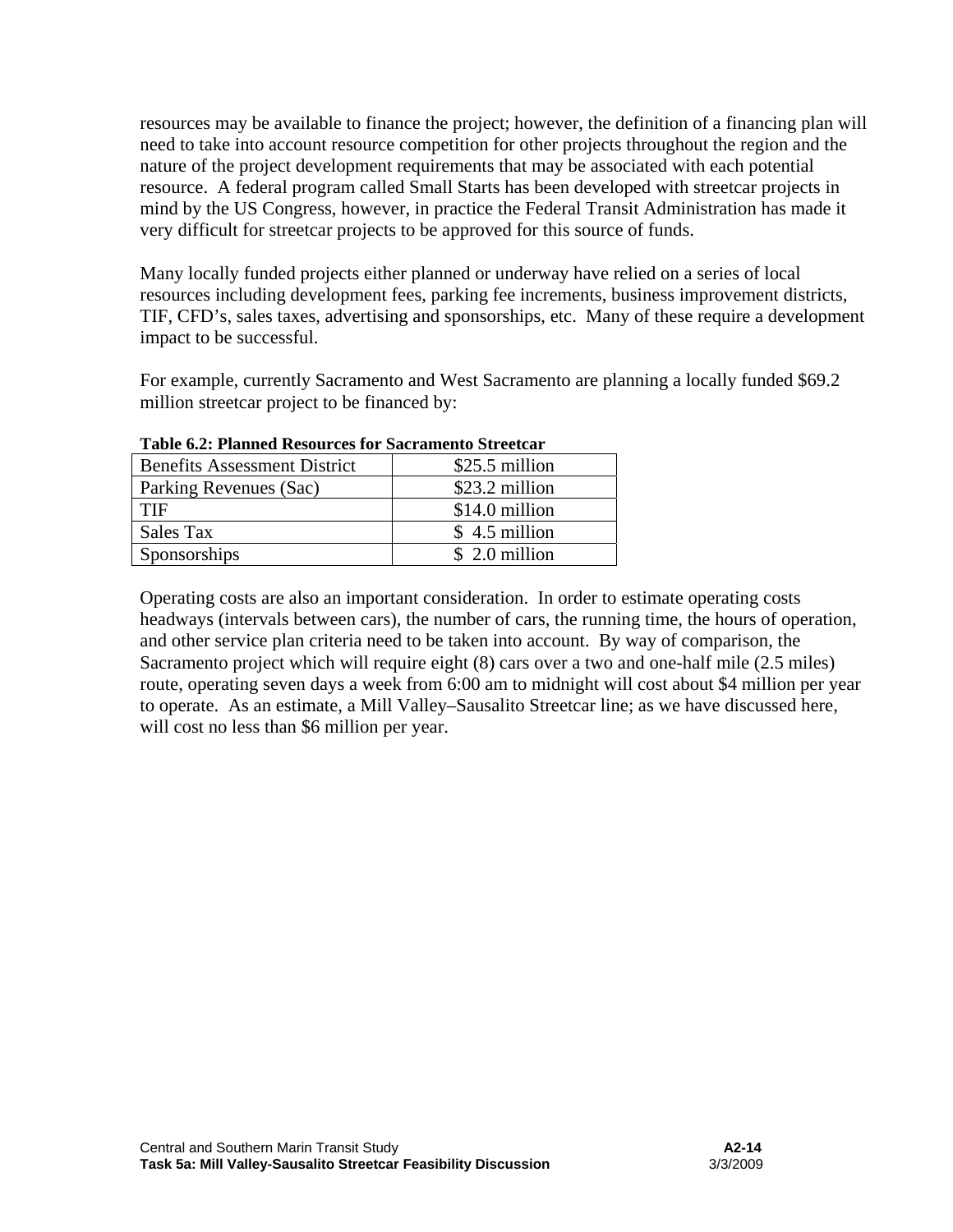resources may be available to finance the project; however, the definition of a financing plan will need to take into account resource competition for other projects throughout the region and the nature of the project development requirements that may be associated with each potential resource. A federal program called Small Starts has been developed with streetcar projects in mind by the US Congress, however, in practice the Federal Transit Administration has made it very difficult for streetcar projects to be approved for this source of funds.

Many locally funded projects either planned or underway have relied on a series of local resources including development fees, parking fee increments, business improvement districts, TIF, CFD's, sales taxes, advertising and sponsorships, etc. Many of these require a development impact to be successful.

For example, currently Sacramento and West Sacramento are planning a locally funded $69.2 million streetcar project to be financed by:

**Table 6.2: Planned Resources for Sacramento Streetcar**

| Resource | Amount |
|---|---|
| Benefits Assessment District | $25.5 million |
| Parking Revenues (Sac) | $23.2 million |
| TIF | $14.0 million |
| Sales Tax | $ 4.5 million |
| Sponsorships | $ 2.0 million |

Operating costs are also an important consideration. In order to estimate operating costs headways (intervals between cars), the number of cars, the running time, the hours of operation, and other service plan criteria need to be taken into account. By way of comparison, the Sacramento project which will require eight (8) cars over a two and one-half mile (2.5 miles) route, operating seven days a week from 6:00 am to midnight will cost about $4 million per year to operate. As an estimate, a Mill Valley–Sausalito Streetcar line; as we have discussed here, will cost no less than $6 million per year.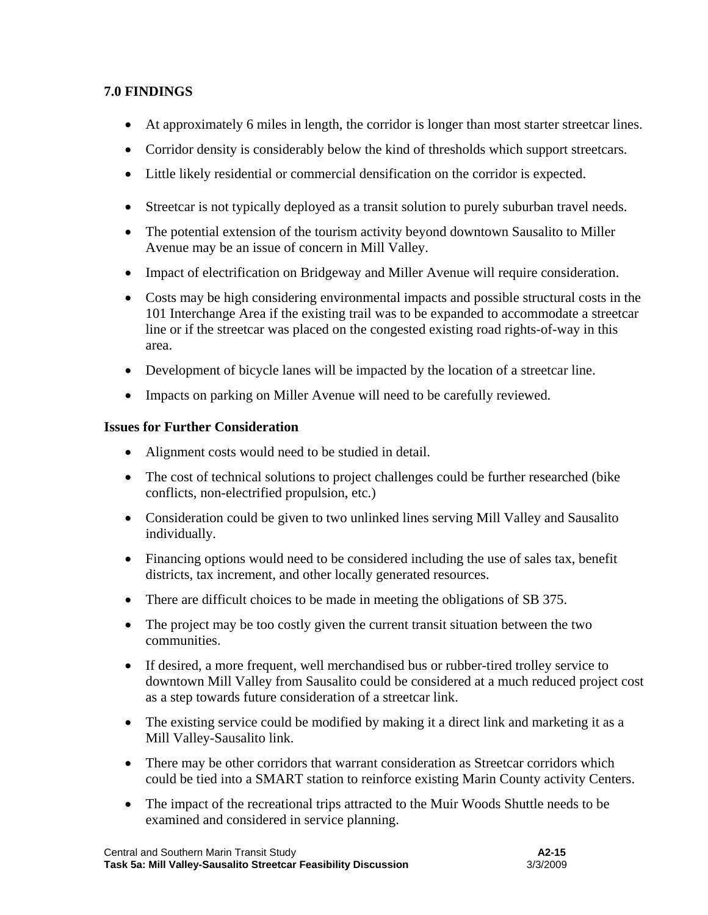## 7.0 FINDINGS

- At approximately 6 miles in length, the corridor is longer than most starter streetcar lines.
- Corridor density is considerably below the kind of thresholds which support streetcars.
- Little likely residential or commercial densification on the corridor is expected.
- Streetcar is not typically deployed as a transit solution to purely suburban travel needs.
- The potential extension of the tourism activity beyond downtown Sausalito to Miller Avenue may be an issue of concern in Mill Valley.
- Impact of electrification on Bridgeway and Miller Avenue will require consideration.
- Costs may be high considering environmental impacts and possible structural costs in the 101 Interchange Area if the existing trail was to be expanded to accommodate a streetcar line or if the streetcar was placed on the congested existing road rights-of-way in this area.
- Development of bicycle lanes will be impacted by the location of a streetcar line.
- Impacts on parking on Miller Avenue will need to be carefully reviewed.

### Issues for Further Consideration

- Alignment costs would need to be studied in detail.
- The cost of technical solutions to project challenges could be further researched (bike conflicts, non-electrified propulsion, etc.)
- Consideration could be given to two unlinked lines serving Mill Valley and Sausalito individually.
- Financing options would need to be considered including the use of sales tax, benefit districts, tax increment, and other locally generated resources.
- There are difficult choices to be made in meeting the obligations of SB 375.
- The project may be too costly given the current transit situation between the two communities.
- If desired, a more frequent, well merchandised bus or rubber-tired trolley service to downtown Mill Valley from Sausalito could be considered at a much reduced project cost as a step towards future consideration of a streetcar link.
- The existing service could be modified by making it a direct link and marketing it as a Mill Valley-Sausalito link.
- There may be other corridors that warrant consideration as Streetcar corridors which could be tied into a SMART station to reinforce existing Marin County activity Centers.
- The impact of the recreational trips attracted to the Muir Woods Shuttle needs to be examined and considered in service planning.